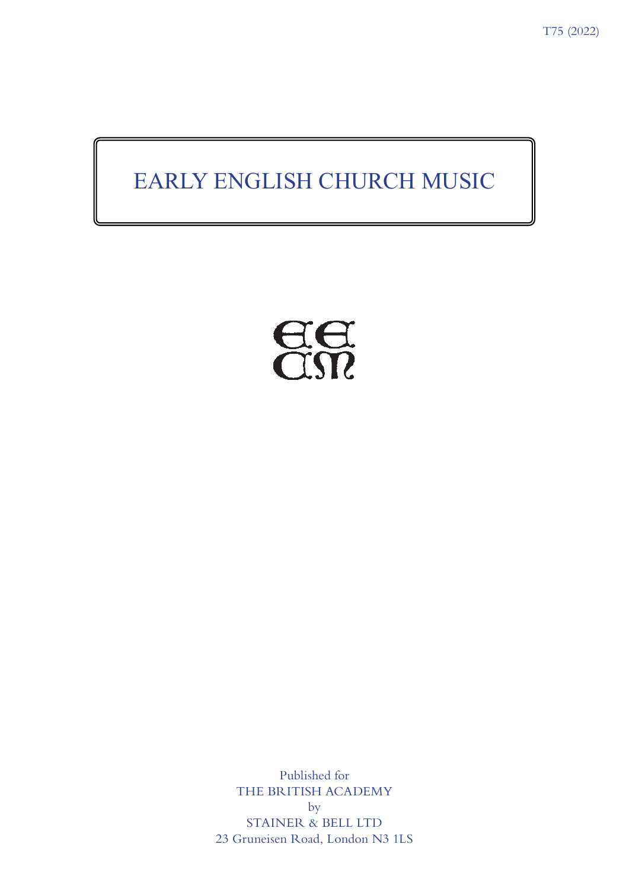T75 (2022)

# EARLY ENGLISH CHURCH MUSIC

EECM

Published for
THE BRITISH ACADEMY
by
STAINER & BELL LTD
23 Gruneisen Road, London N3 1LS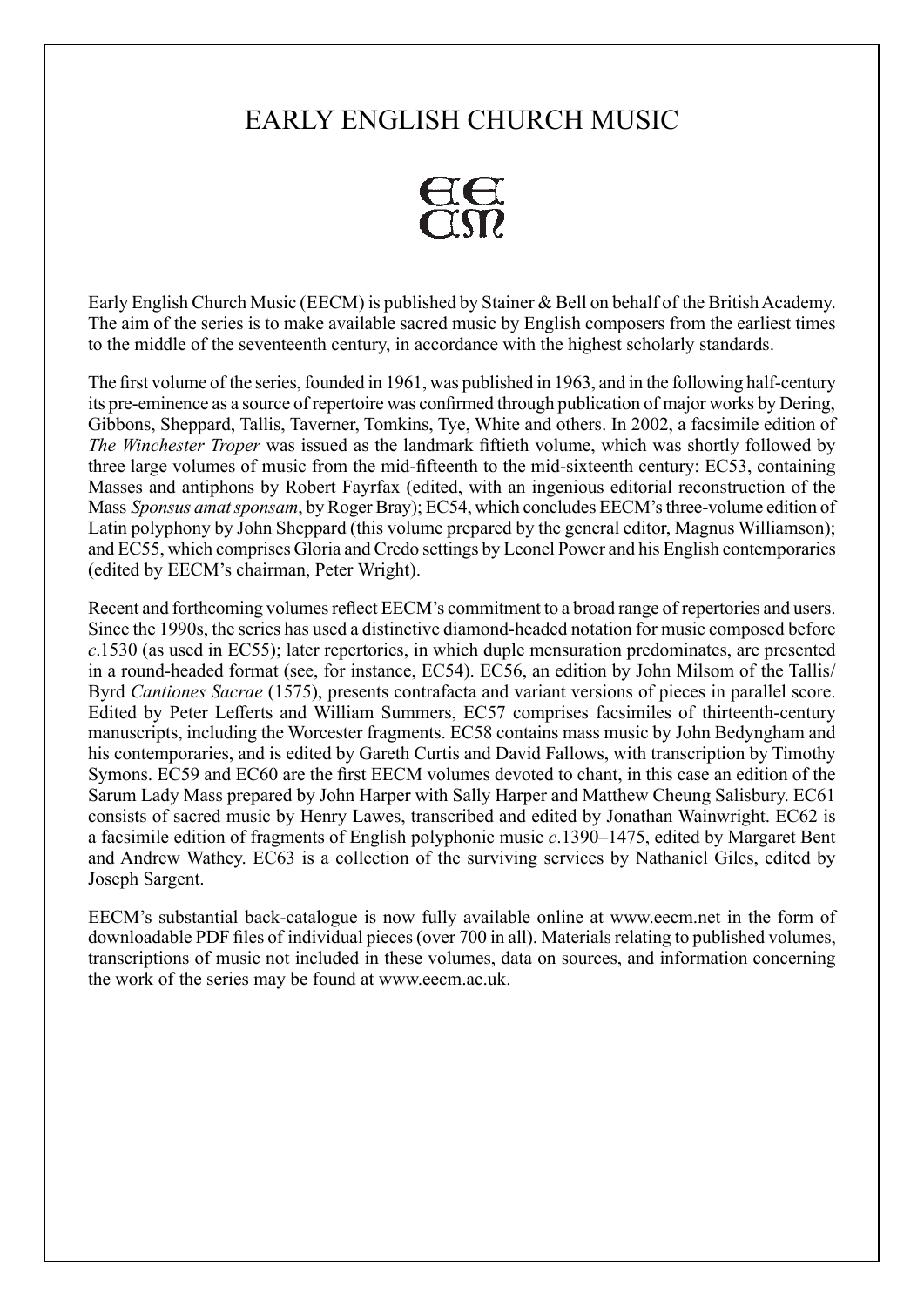# EARLY ENGLISH CHURCH MUSIC

EE
CM

Early English Church Music (EECM) is published by Stainer & Bell on behalf of the British Academy. The aim of the series is to make available sacred music by English composers from the earliest times to the middle of the seventeenth century, in accordance with the highest scholarly standards.

The first volume of the series, founded in 1961, was published in 1963, and in the following half-century its pre-eminence as a source of repertoire was confirmed through publication of major works by Dering, Gibbons, Sheppard, Tallis, Taverner, Tomkins, Tye, White and others. In 2002, a facsimile edition of *The Winchester Troper* was issued as the landmark fiftieth volume, which was shortly followed by three large volumes of music from the mid-fifteenth to the mid-sixteenth century: EC53, containing Masses and antiphons by Robert Fayrfax (edited, with an ingenious editorial reconstruction of the Mass *Sponsus amat sponsam*, by Roger Bray); EC54, which concludes EECM's three-volume edition of Latin polyphony by John Sheppard (this volume prepared by the general editor, Magnus Williamson); and EC55, which comprises Gloria and Credo settings by Leonel Power and his English contemporaries (edited by EECM's chairman, Peter Wright).

Recent and forthcoming volumes reflect EECM's commitment to a broad range of repertories and users. Since the 1990s, the series has used a distinctive diamond-headed notation for music composed before *c*.1530 (as used in EC55); later repertories, in which duple mensuration predominates, are presented in a round-headed format (see, for instance, EC54). EC56, an edition by John Milsom of the Tallis/Byrd *Cantiones Sacrae* (1575), presents contrafacta and variant versions of pieces in parallel score. Edited by Peter Lefferts and William Summers, EC57 comprises facsimiles of thirteenth-century manuscripts, including the Worcester fragments. EC58 contains mass music by John Bedyngham and his contemporaries, and is edited by Gareth Curtis and David Fallows, with transcription by Timothy Symons. EC59 and EC60 are the first EECM volumes devoted to chant, in this case an edition of the Sarum Lady Mass prepared by John Harper with Sally Harper and Matthew Cheung Salisbury. EC61 consists of sacred music by Henry Lawes, transcribed and edited by Jonathan Wainwright. EC62 is a facsimile edition of fragments of English polyphonic music *c*.1390–1475, edited by Margaret Bent and Andrew Wathey. EC63 is a collection of the surviving services by Nathaniel Giles, edited by Joseph Sargent.

EECM's substantial back-catalogue is now fully available online at www.eecm.net in the form of downloadable PDF files of individual pieces (over 700 in all). Materials relating to published volumes, transcriptions of music not included in these volumes, data on sources, and information concerning the work of the series may be found at www.eecm.ac.uk.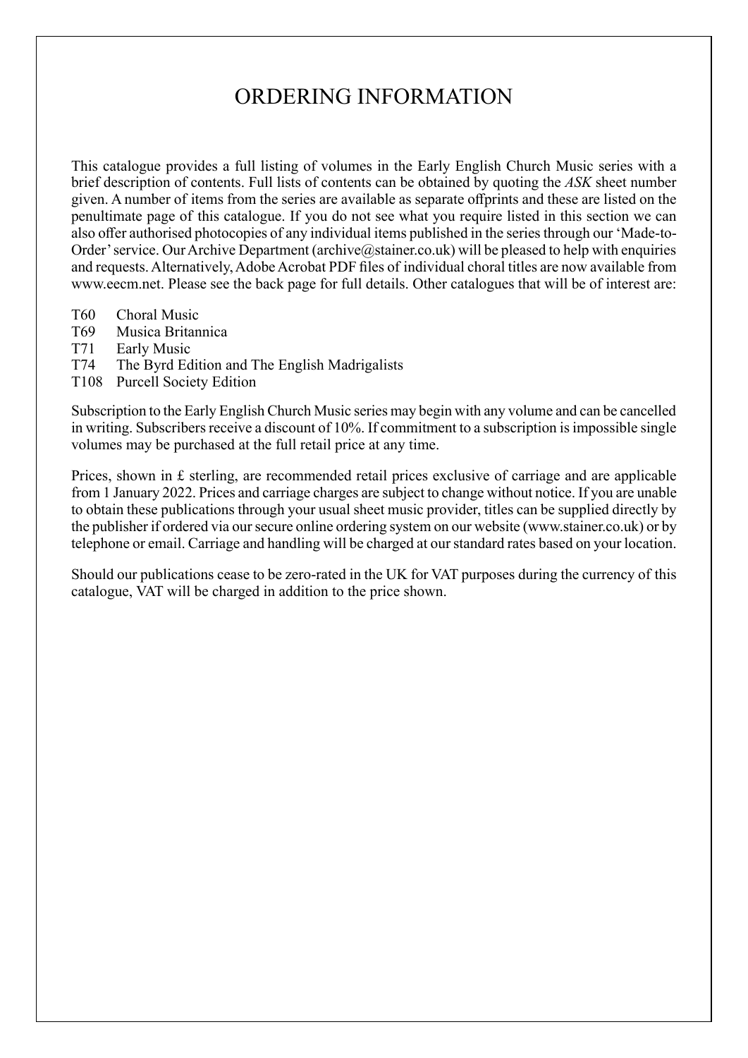# ORDERING INFORMATION

This catalogue provides a full listing of volumes in the Early English Church Music series with a brief description of contents. Full lists of contents can be obtained by quoting the *ASK* sheet number given. A number of items from the series are available as separate offprints and these are listed on the penultimate page of this catalogue. If you do not see what you require listed in this section we can also offer authorised photocopies of any individual items published in the series through our 'Made-to-Order' service. Our Archive Department (archive@stainer.co.uk) will be pleased to help with enquiries and requests. Alternatively, Adobe Acrobat PDF files of individual choral titles are now available from www.eecm.net. Please see the back page for full details. Other catalogues that will be of interest are:

- T60 Choral Music
- T69 Musica Britannica
- T71 Early Music
- T74 The Byrd Edition and The English Madrigalists
- T108 Purcell Society Edition

Subscription to the Early English Church Music series may begin with any volume and can be cancelled in writing. Subscribers receive a discount of 10%. If commitment to a subscription is impossible single volumes may be purchased at the full retail price at any time.

Prices, shown in £ sterling, are recommended retail prices exclusive of carriage and are applicable from 1 January 2022. Prices and carriage charges are subject to change without notice. If you are unable to obtain these publications through your usual sheet music provider, titles can be supplied directly by the publisher if ordered via our secure online ordering system on our website (www.stainer.co.uk) or by telephone or email. Carriage and handling will be charged at our standard rates based on your location.

Should our publications cease to be zero-rated in the UK for VAT purposes during the currency of this catalogue, VAT will be charged in addition to the price shown.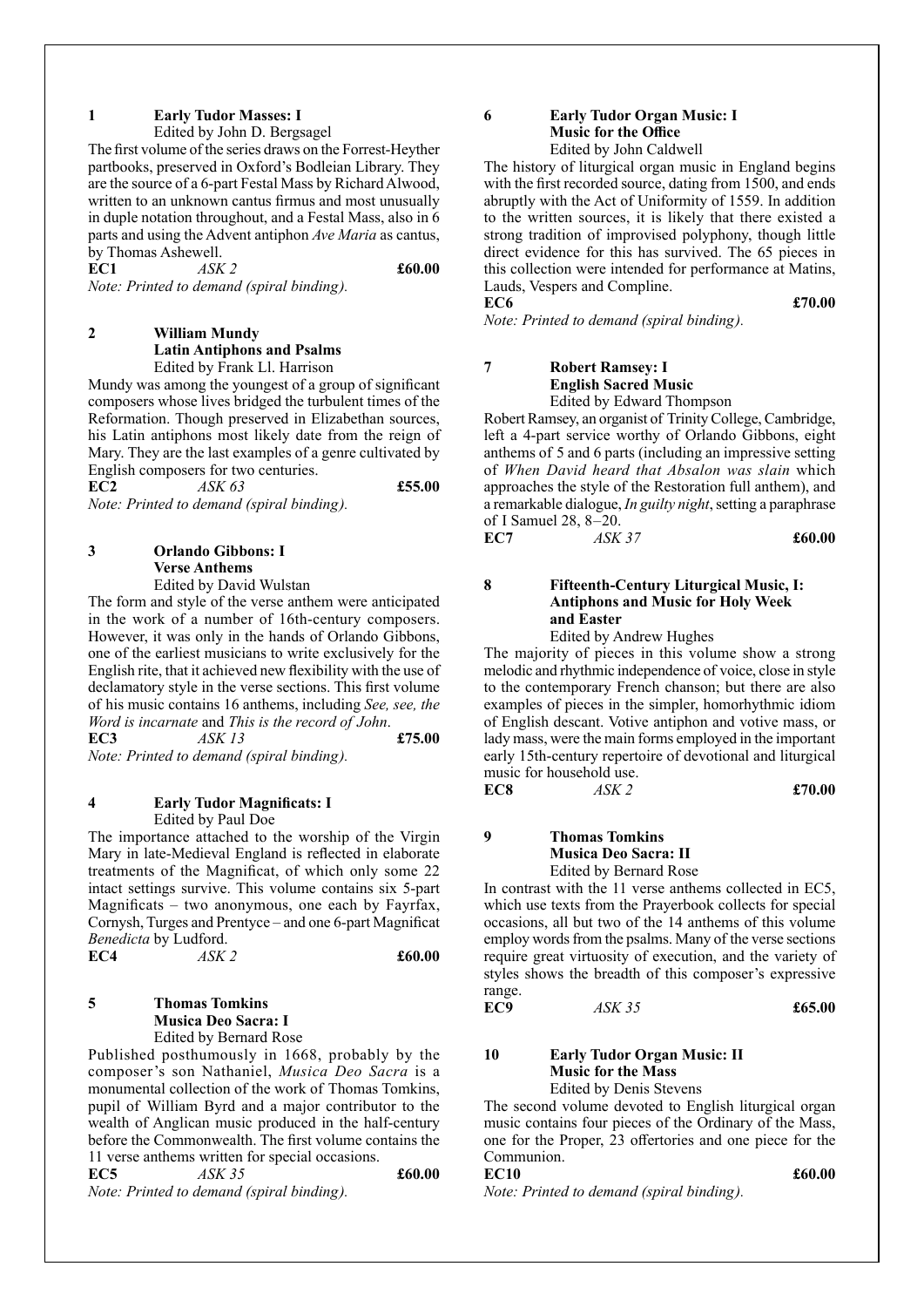### 1 Early Tudor Masses: I

Edited by John D. Bergsagel

The first volume of the series draws on the Forrest-Heyther partbooks, preserved in Oxford's Bodleian Library. They are the source of a 6-part Festal Mass by Richard Alwood, written to an unknown cantus firmus and most unusually in duple notation throughout, and a Festal Mass, also in 6 parts and using the Advent antiphon *Ave Maria* as cantus, by Thomas Ashewell.

**EC1** *ASK 2* **£60.00**

*Note: Printed to demand (spiral binding).*

### 2 William Mundy
### Latin Antiphons and Psalms

Edited by Frank Ll. Harrison

Mundy was among the youngest of a group of significant composers whose lives bridged the turbulent times of the Reformation. Though preserved in Elizabethan sources, his Latin antiphons most likely date from the reign of Mary. They are the last examples of a genre cultivated by English composers for two centuries.

**EC2** *ASK 63* **£55.00**

*Note: Printed to demand (spiral binding).*

### 3 Orlando Gibbons: I
### Verse Anthems

Edited by David Wulstan

The form and style of the verse anthem were anticipated in the work of a number of 16th-century composers. However, it was only in the hands of Orlando Gibbons, one of the earliest musicians to write exclusively for the English rite, that it achieved new flexibility with the use of declamatory style in the verse sections. This first volume of his music contains 16 anthems, including *See, see, the Word is incarnate* and *This is the record of John*.

**EC3** *ASK 13* **£75.00**

*Note: Printed to demand (spiral binding).*

### 4 Early Tudor Magnificats: I

Edited by Paul Doe

The importance attached to the worship of the Virgin Mary in late-Medieval England is reflected in elaborate treatments of the Magnificat, of which only some 22 intact settings survive. This volume contains six 5-part Magnificats – two anonymous, one each by Fayrfax, Cornysh, Turges and Prentyce – and one 6-part Magnificat *Benedicta* by Ludford.

**EC4** *ASK 2* **£60.00**

### 5 Thomas Tomkins
### Musica Deo Sacra: I

Edited by Bernard Rose

Published posthumously in 1668, probably by the composer's son Nathaniel, *Musica Deo Sacra* is a monumental collection of the work of Thomas Tomkins, pupil of William Byrd and a major contributor to the wealth of Anglican music produced in the half-century before the Commonwealth. The first volume contains the 11 verse anthems written for special occasions.

**EC5** *ASK 35* **£60.00**

*Note: Printed to demand (spiral binding).*

### 6 Early Tudor Organ Music: I
### Music for the Office

Edited by John Caldwell

The history of liturgical organ music in England begins with the first recorded source, dating from 1500, and ends abruptly with the Act of Uniformity of 1559. In addition to the written sources, it is likely that there existed a strong tradition of improvised polyphony, though little direct evidence for this has survived. The 65 pieces in this collection were intended for performance at Matins, Lauds, Vespers and Compline.

**EC6** **£70.00**

*Note: Printed to demand (spiral binding).*

### 7 Robert Ramsey: I
### English Sacred Music

Edited by Edward Thompson

Robert Ramsey, an organist of Trinity College, Cambridge, left a 4-part service worthy of Orlando Gibbons, eight anthems of 5 and 6 parts (including an impressive setting of *When David heard that Absalon was slain* which approaches the style of the Restoration full anthem), and a remarkable dialogue, *In guilty night*, setting a paraphrase of I Samuel 28, 8–20.

**EC7** *ASK 37* **£60.00**

### 8 Fifteenth-Century Liturgical Music, I: Antiphons and Music for Holy Week and Easter

Edited by Andrew Hughes

The majority of pieces in this volume show a strong melodic and rhythmic independence of voice, close in style to the contemporary French chanson; but there are also examples of pieces in the simpler, homorhythmic idiom of English descant. Votive antiphon and votive mass, or lady mass, were the main forms employed in the important early 15th-century repertoire of devotional and liturgical music for household use.

**EC8** *ASK 2* **£70.00**

### 9 Thomas Tomkins
### Musica Deo Sacra: II

Edited by Bernard Rose

In contrast with the 11 verse anthems collected in EC5, which use texts from the Prayerbook collects for special occasions, all but two of the 14 anthems of this volume employ words from the psalms. Many of the verse sections require great virtuosity of execution, and the variety of styles shows the breadth of this composer's expressive range.

**EC9** *ASK 35* **£65.00**

### 10 Early Tudor Organ Music: II
### Music for the Mass

Edited by Denis Stevens

The second volume devoted to English liturgical organ music contains four pieces of the Ordinary of the Mass, one for the Proper, 23 offertories and one piece for the Communion.

**EC10** **£60.00**

*Note: Printed to demand (spiral binding).*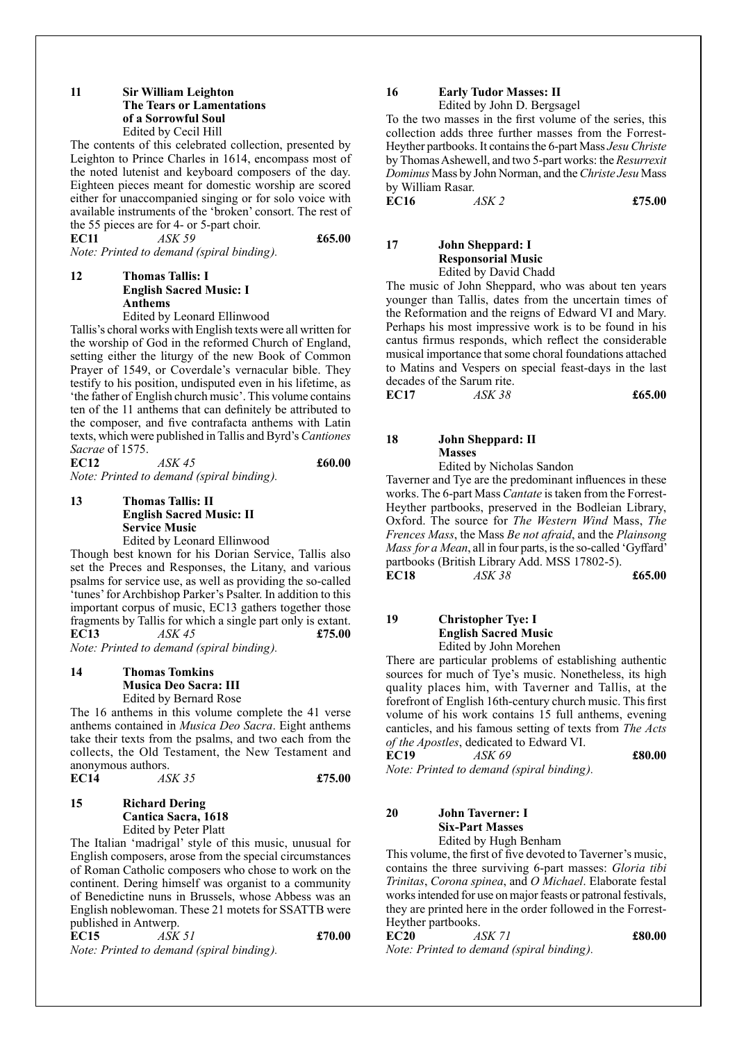### 11 Sir William Leighton
### The Tears or Lamentations of a Sorrowful Soul

Edited by Cecil Hill

The contents of this celebrated collection, presented by Leighton to Prince Charles in 1614, encompass most of the noted lutenist and keyboard composers of the day. Eighteen pieces meant for domestic worship are scored either for unaccompanied singing or for solo voice with available instruments of the 'broken' consort. The rest of the 55 pieces are for 4- or 5-part choir.

**EC11** *ASK 59* **£65.00**

*Note: Printed to demand (spiral binding).*

### 12 Thomas Tallis: I
### English Sacred Music: I
### Anthems

Edited by Leonard Ellinwood

Tallis's choral works with English texts were all written for the worship of God in the reformed Church of England, setting either the liturgy of the new Book of Common Prayer of 1549, or Coverdale's vernacular bible. They testify to his position, undisputed even in his lifetime, as 'the father of English church music'. This volume contains ten of the 11 anthems that can definitely be attributed to the composer, and five contrafacta anthems with Latin texts, which were published in Tallis and Byrd's *Cantiones Sacrae* of 1575.

**EC12** *ASK 45* **£60.00**

*Note: Printed to demand (spiral binding).*

### 13 Thomas Tallis: II
### English Sacred Music: II
### Service Music

Edited by Leonard Ellinwood

Though best known for his Dorian Service, Tallis also set the Preces and Responses, the Litany, and various psalms for service use, as well as providing the so-called 'tunes' for Archbishop Parker's Psalter. In addition to this important corpus of music, EC13 gathers together those fragments by Tallis for which a single part only is extant.

**EC13** *ASK 45* **£75.00**

*Note: Printed to demand (spiral binding).*

### 14 Thomas Tomkins
### Musica Deo Sacra: III

Edited by Bernard Rose

The 16 anthems in this volume complete the 41 verse anthems contained in *Musica Deo Sacra*. Eight anthems take their texts from the psalms, and two each from the collects, the Old Testament, the New Testament and anonymous authors.

**EC14** *ASK 35* **£75.00**

### 15 Richard Dering
### Cantica Sacra, 1618

Edited by Peter Platt

The Italian 'madrigal' style of this music, unusual for English composers, arose from the special circumstances of Roman Catholic composers who chose to work on the continent. Dering himself was organist to a community of Benedictine nuns in Brussels, whose Abbess was an English noblewoman. These 21 motets for SSATTB were published in Antwerp.

**EC15** *ASK 51* **£70.00**

*Note: Printed to demand (spiral binding).*

### 16 Early Tudor Masses: II

Edited by John D. Bergsagel

To the two masses in the first volume of the series, this collection adds three further masses from the Forrest-Heyther partbooks. It contains the 6-part Mass *Jesu Christe* by Thomas Ashewell, and two 5-part works: the *Resurrexit Dominus* Mass by John Norman, and the *Christe Jesu* Mass by William Rasar.

**EC16** *ASK 2* **£75.00**

### 17 John Sheppard: I
### Responsorial Music

Edited by David Chadd

The music of John Sheppard, who was about ten years younger than Tallis, dates from the uncertain times of the Reformation and the reigns of Edward VI and Mary. Perhaps his most impressive work is to be found in his cantus firmus responds, which reflect the considerable musical importance that some choral foundations attached to Matins and Vespers on special feast-days in the last decades of the Sarum rite.

**EC17** *ASK 38* **£65.00**

### 18 John Sheppard: II
### Masses

Edited by Nicholas Sandon

Taverner and Tye are the predominant influences in these works. The 6-part Mass *Cantate* is taken from the Forrest-Heyther partbooks, preserved in the Bodleian Library, Oxford. The source for *The Western Wind* Mass, *The Frences Mass*, the Mass *Be not afraid*, and the *Plainsong Mass for a Mean*, all in four parts, is the so-called 'Gyffard' partbooks (British Library Add. MSS 17802-5).

**EC18** *ASK 38* **£65.00**

### 19 Christopher Tye: I
### English Sacred Music

Edited by John Morehen

There are particular problems of establishing authentic sources for much of Tye's music. Nonetheless, its high quality places him, with Taverner and Tallis, at the forefront of English 16th-century church music. This first volume of his work contains 15 full anthems, evening canticles, and his famous setting of texts from *The Acts of the Apostles*, dedicated to Edward VI.

**EC19** *ASK 69* **£80.00**

*Note: Printed to demand (spiral binding).*

### 20 John Taverner: I
### Six-Part Masses

Edited by Hugh Benham

This volume, the first of five devoted to Taverner's music, contains the three surviving 6-part masses: *Gloria tibi Trinitas*, *Corona spinea*, and *O Michael*. Elaborate festal works intended for use on major feasts or patronal festivals, they are printed here in the order followed in the Forrest-Heyther partbooks.

**EC20** *ASK 71* **£80.00**

*Note: Printed to demand (spiral binding).*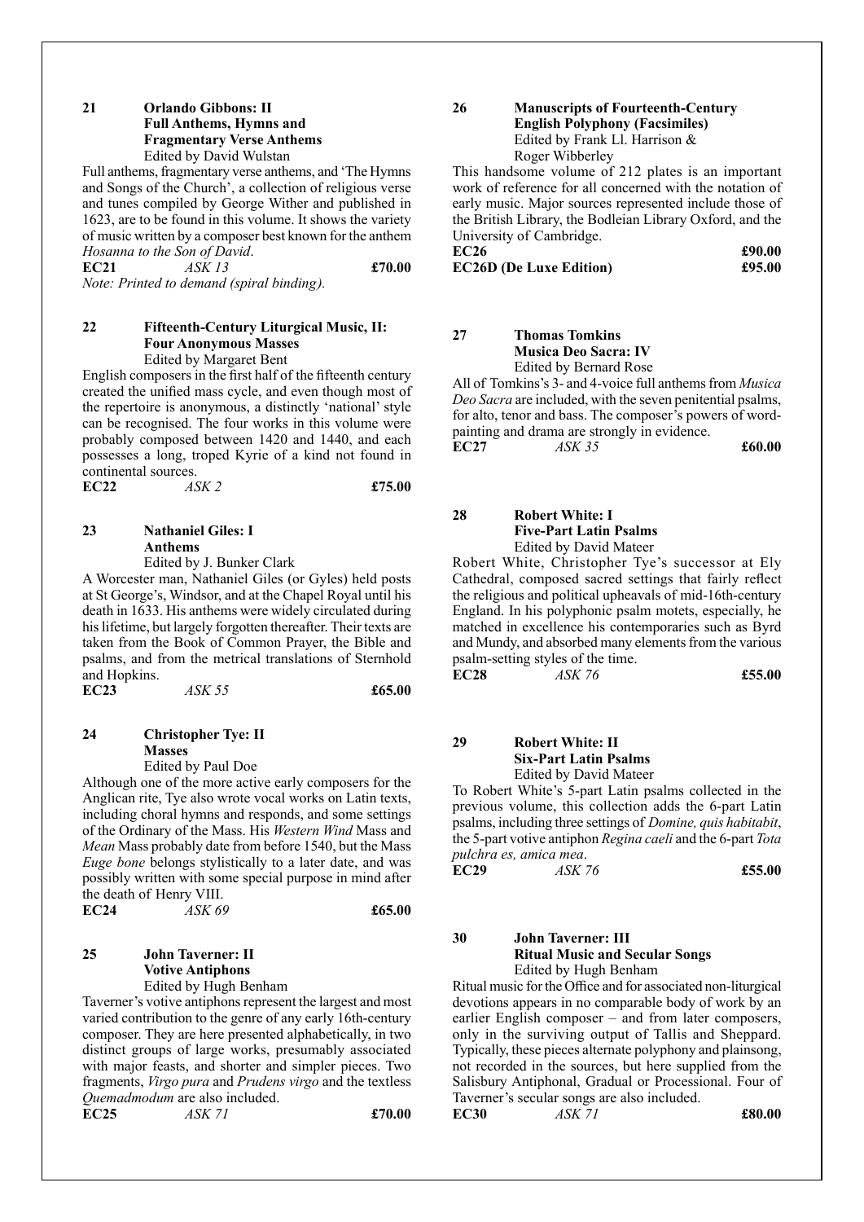**21 Orlando Gibbons: II**
**Full Anthems, Hymns and Fragmentary Verse Anthems**
Edited by David Wulstan

Full anthems, fragmentary verse anthems, and 'The Hymns and Songs of the Church', a collection of religious verse and tunes compiled by George Wither and published in 1623, are to be found in this volume. It shows the variety of music written by a composer best known for the anthem *Hosanna to the Son of David*.

**EC21** *ASK 13* **£70.00**

*Note: Printed to demand (spiral binding).*

**22 Fifteenth-Century Liturgical Music, II: Four Anonymous Masses**
Edited by Margaret Bent

English composers in the first half of the fifteenth century created the unified mass cycle, and even though most of the repertoire is anonymous, a distinctly 'national' style can be recognised. The four works in this volume were probably composed between 1420 and 1440, and each possesses a long, troped Kyrie of a kind not found in continental sources.

**EC22** *ASK 2* **£75.00**

**23 Nathaniel Giles: I**
**Anthems**
Edited by J. Bunker Clark

A Worcester man, Nathaniel Giles (or Gyles) held posts at St George's, Windsor, and at the Chapel Royal until his death in 1633. His anthems were widely circulated during his lifetime, but largely forgotten thereafter. Their texts are taken from the Book of Common Prayer, the Bible and psalms, and from the metrical translations of Sternhold and Hopkins.

**EC23** *ASK 55* **£65.00**

**24 Christopher Tye: II**
**Masses**
Edited by Paul Doe

Although one of the more active early composers for the Anglican rite, Tye also wrote vocal works on Latin texts, including choral hymns and responds, and some settings of the Ordinary of the Mass. His *Western Wind* Mass and *Mean* Mass probably date from before 1540, but the Mass *Euge bone* belongs stylistically to a later date, and was possibly written with some special purpose in mind after the death of Henry VIII.

**EC24** *ASK 69* **£65.00**

**25 John Taverner: II**
**Votive Antiphons**
Edited by Hugh Benham

Taverner's votive antiphons represent the largest and most varied contribution to the genre of any early 16th-century composer. They are here presented alphabetically, in two distinct groups of large works, presumably associated with major feasts, and shorter and simpler pieces. Two fragments, *Virgo pura* and *Prudens virgo* and the textless *Quemadmodum* are also included.

**EC25** *ASK 71* **£70.00**

**26 Manuscripts of Fourteenth-Century English Polyphony (Facsimiles)**
Edited by Frank Ll. Harrison & Roger Wibberley

This handsome volume of 212 plates is an important work of reference for all concerned with the notation of early music. Major sources represented include those of the British Library, the Bodleian Library Oxford, and the University of Cambridge.

**EC26** **£90.00**
**EC26D (De Luxe Edition)** **£95.00**

**27 Thomas Tomkins**
**Musica Deo Sacra: IV**
Edited by Bernard Rose

All of Tomkins's 3- and 4-voice full anthems from *Musica Deo Sacra* are included, with the seven penitential psalms, for alto, tenor and bass. The composer's powers of word-painting and drama are strongly in evidence.

**EC27** *ASK 35* **£60.00**

**28 Robert White: I**
**Five-Part Latin Psalms**
Edited by David Mateer

Robert White, Christopher Tye's successor at Ely Cathedral, composed sacred settings that fairly reflect the religious and political upheavals of mid-16th-century England. In his polyphonic psalm motets, especially, he matched in excellence his contemporaries such as Byrd and Mundy, and absorbed many elements from the various psalm-setting styles of the time.

**EC28** *ASK 76* **£55.00**

**29 Robert White: II**
**Six-Part Latin Psalms**
Edited by David Mateer

To Robert White's 5-part Latin psalms collected in the previous volume, this collection adds the 6-part Latin psalms, including three settings of *Domine, quis habitabit*, the 5-part votive antiphon *Regina caeli* and the 6-part *Tota pulchra es, amica mea*.

**EC29** *ASK 76* **£55.00**

**30 John Taverner: III**
**Ritual Music and Secular Songs**
Edited by Hugh Benham

Ritual music for the Office and for associated non-liturgical devotions appears in no comparable body of work by an earlier English composer – and from later composers, only in the surviving output of Tallis and Sheppard. Typically, these pieces alternate polyphony and plainsong, not recorded in the sources, but here supplied from the Salisbury Antiphonal, Gradual or Processional. Four of Taverner's secular songs are also included.

**EC30** *ASK 71* **£80.00**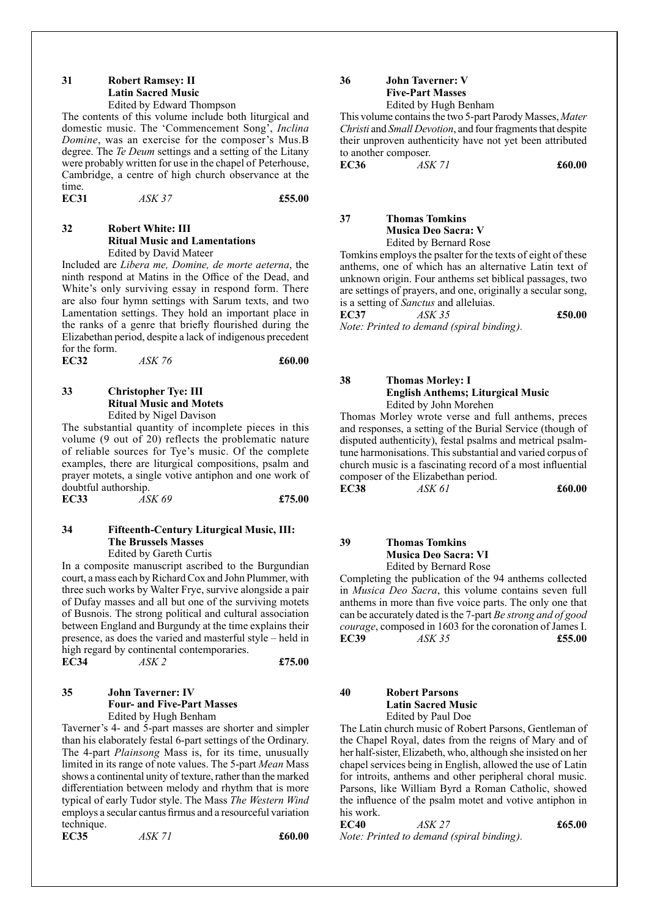### 31 Robert Ramsey: II
### Latin Sacred Music

Edited by Edward Thompson

The contents of this volume include both liturgical and domestic music. The 'Commencement Song', *Inclina Domine*, was an exercise for the composer's Mus.B degree. The *Te Deum* settings and a setting of the Litany were probably written for use in the chapel of Peterhouse, Cambridge, a centre of high church observance at the time.

**EC31** *ASK 37* **£55.00**

### 32 Robert White: III
### Ritual Music and Lamentations

Edited by David Mateer

Included are *Libera me, Domine, de morte aeterna*, the ninth respond at Matins in the Office of the Dead, and White's only surviving essay in respond form. There are also four hymn settings with Sarum texts, and two Lamentation settings. They hold an important place in the ranks of a genre that briefly flourished during the Elizabethan period, despite a lack of indigenous precedent for the form.

**EC32** *ASK 76* **£60.00**

### 33 Christopher Tye: III
### Ritual Music and Motets

Edited by Nigel Davison

The substantial quantity of incomplete pieces in this volume (9 out of 20) reflects the problematic nature of reliable sources for Tye's music. Of the complete examples, there are liturgical compositions, psalm and prayer motets, a single votive antiphon and one work of doubtful authorship.

**EC33** *ASK 69* **£75.00**

### 34 Fifteenth-Century Liturgical Music, III:
### The Brussels Masses

Edited by Gareth Curtis

In a composite manuscript ascribed to the Burgundian court, a mass each by Richard Cox and John Plummer, with three such works by Walter Frye, survive alongside a pair of Dufay masses and all but one of the surviving motets of Busnois. The strong political and cultural association between England and Burgundy at the time explains their presence, as does the varied and masterful style – held in high regard by continental contemporaries.

**EC34** *ASK 2* **£75.00**

### 35 John Taverner: IV
### Four- and Five-Part Masses

Edited by Hugh Benham

Taverner's 4- and 5-part masses are shorter and simpler than his elaborately festal 6-part settings of the Ordinary. The 4-part *Plainsong* Mass is, for its time, unusually limited in its range of note values. The 5-part *Mean* Mass shows a continental unity of texture, rather than the marked differentiation between melody and rhythm that is more typical of early Tudor style. The Mass *The Western Wind* employs a secular cantus firmus and a resourceful variation technique.

**EC35** *ASK 71* **£60.00**

### 36 John Taverner: V
### Five-Part Masses

Edited by Hugh Benham

This volume contains the two 5-part Parody Masses, *Mater Christi* and *Small Devotion*, and four fragments that despite their unproven authenticity have not yet been attributed to another composer.

**EC36** *ASK 71* **£60.00**

### 37 Thomas Tomkins
### Musica Deo Sacra: V

Edited by Bernard Rose

Tomkins employs the psalter for the texts of eight of these anthems, one of which has an alternative Latin text of unknown origin. Four anthems set biblical passages, two are settings of prayers, and one, originally a secular song, is a setting of *Sanctus* and alleluias.

**EC37** *ASK 35* **£50.00**

*Note: Printed to demand (spiral binding).*

### 38 Thomas Morley: I
### English Anthems; Liturgical Music

Edited by John Morehen

Thomas Morley wrote verse and full anthems, preces and responses, a setting of the Burial Service (though of disputed authenticity), festal psalms and metrical psalm-tune harmonisations. This substantial and varied corpus of church music is a fascinating record of a most influential composer of the Elizabethan period.

**EC38** *ASK 61* **£60.00**

### 39 Thomas Tomkins
### Musica Deo Sacra: VI

Edited by Bernard Rose

Completing the publication of the 94 anthems collected in *Musica Deo Sacra*, this volume contains seven full anthems in more than five voice parts. The only one that can be accurately dated is the 7-part *Be strong and of good courage*, composed in 1603 for the coronation of James I.

**EC39** *ASK 35* **£55.00**

### 40 Robert Parsons
### Latin Sacred Music

Edited by Paul Doe

The Latin church music of Robert Parsons, Gentleman of the Chapel Royal, dates from the reigns of Mary and of her half-sister, Elizabeth, who, although she insisted on her chapel services being in English, allowed the use of Latin for introits, anthems and other peripheral choral music. Parsons, like William Byrd a Roman Catholic, showed the influence of the psalm motet and votive antiphon in his work.

**EC40** *ASK 27* **£65.00**

*Note: Printed to demand (spiral binding).*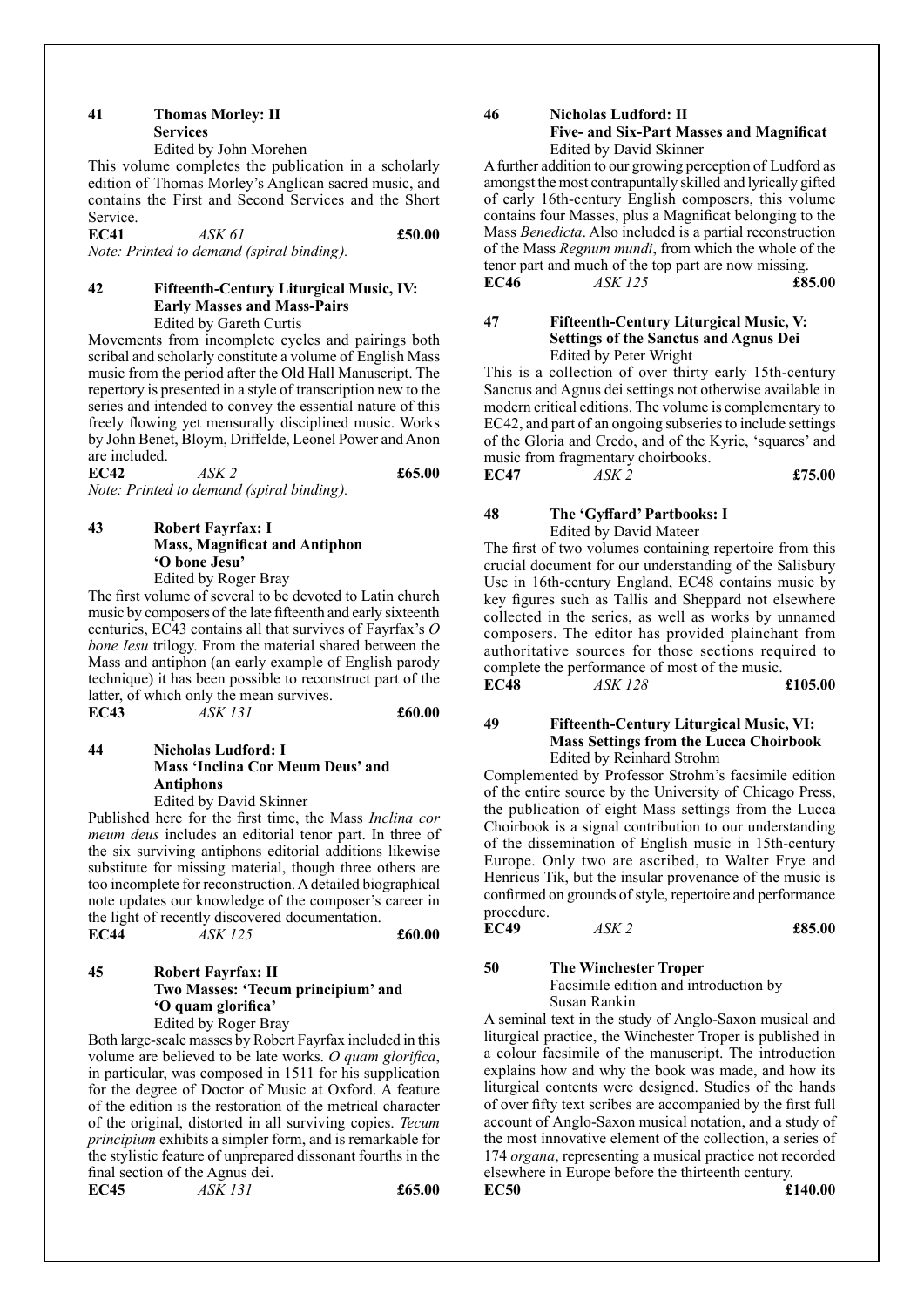**41 Thomas Morley: II**
**Services**
Edited by John Morehen

This volume completes the publication in a scholarly edition of Thomas Morley's Anglican sacred music, and contains the First and Second Services and the Short Service.

**EC41** *ASK 61* **£50.00**

*Note: Printed to demand (spiral binding).*

**42 Fifteenth-Century Liturgical Music, IV: Early Masses and Mass-Pairs**
Edited by Gareth Curtis

Movements from incomplete cycles and pairings both scribal and scholarly constitute a volume of English Mass music from the period after the Old Hall Manuscript. The repertory is presented in a style of transcription new to the series and intended to convey the essential nature of this freely flowing yet mensurally disciplined music. Works by John Benet, Bloym, Driffelde, Leonel Power and Anon are included.

**EC42** *ASK 2* **£65.00**

*Note: Printed to demand (spiral binding).*

**43 Robert Fayrfax: I**
**Mass, Magnificat and Antiphon 'O bone Jesu'**
Edited by Roger Bray

The first volume of several to be devoted to Latin church music by composers of the late fifteenth and early sixteenth centuries, EC43 contains all that survives of Fayrfax's *O bone Iesu* trilogy. From the material shared between the Mass and antiphon (an early example of English parody technique) it has been possible to reconstruct part of the latter, of which only the mean survives.

**EC43** *ASK 131* **£60.00**

**44 Nicholas Ludford: I**
**Mass 'Inclina Cor Meum Deus' and Antiphons**
Edited by David Skinner

Published here for the first time, the Mass *Inclina cor meum deus* includes an editorial tenor part. In three of the six surviving antiphons editorial additions likewise substitute for missing material, though three others are too incomplete for reconstruction. A detailed biographical note updates our knowledge of the composer's career in the light of recently discovered documentation.

**EC44** *ASK 125* **£60.00**

**45 Robert Fayrfax: II**
**Two Masses: 'Tecum principium' and 'O quam glorifica'**
Edited by Roger Bray

Both large-scale masses by Robert Fayrfax included in this volume are believed to be late works. *O quam glorifica*, in particular, was composed in 1511 for his supplication for the degree of Doctor of Music at Oxford. A feature of the edition is the restoration of the metrical character of the original, distorted in all surviving copies. *Tecum principium* exhibits a simpler form, and is remarkable for the stylistic feature of unprepared dissonant fourths in the final section of the Agnus dei.

**EC45** *ASK 131* **£65.00**

**46 Nicholas Ludford: II**
**Five- and Six-Part Masses and Magnificat**
Edited by David Skinner

A further addition to our growing perception of Ludford as amongst the most contrapuntally skilled and lyrically gifted of early 16th-century English composers, this volume contains four Masses, plus a Magnificat belonging to the Mass *Benedicta*. Also included is a partial reconstruction of the Mass *Regnum mundi*, from which the whole of the tenor part and much of the top part are now missing.

**EC46** *ASK 125* **£85.00**

**47 Fifteenth-Century Liturgical Music, V: Settings of the Sanctus and Agnus Dei**
Edited by Peter Wright

This is a collection of over thirty early 15th-century Sanctus and Agnus dei settings not otherwise available in modern critical editions. The volume is complementary to EC42, and part of an ongoing subseries to include settings of the Gloria and Credo, and of the Kyrie, 'squares' and music from fragmentary choirbooks.

**EC47** *ASK 2* **£75.00**

**48 The 'Gyffard' Partbooks: I**
Edited by David Mateer

The first of two volumes containing repertoire from this crucial document for our understanding of the Salisbury Use in 16th-century England, EC48 contains music by key figures such as Tallis and Sheppard not elsewhere collected in the series, as well as works by unnamed composers. The editor has provided plainchant from authoritative sources for those sections required to complete the performance of most of the music.

**EC48** *ASK 128* **£105.00**

**49 Fifteenth-Century Liturgical Music, VI: Mass Settings from the Lucca Choirbook**
Edited by Reinhard Strohm

Complemented by Professor Strohm's facsimile edition of the entire source by the University of Chicago Press, the publication of eight Mass settings from the Lucca Choirbook is a signal contribution to our understanding of the dissemination of English music in 15th-century Europe. Only two are ascribed, to Walter Frye and Henricus Tik, but the insular provenance of the music is confirmed on grounds of style, repertoire and performance procedure.

**EC49** *ASK 2* **£85.00**

**50 The Winchester Troper**
Facsimile edition and introduction by Susan Rankin

A seminal text in the study of Anglo-Saxon musical and liturgical practice, the Winchester Troper is published in a colour facsimile of the manuscript. The introduction explains how and why the book was made, and how its liturgical contents were designed. Studies of the hands of over fifty text scribes are accompanied by the first full account of Anglo-Saxon musical notation, and a study of the most innovative element of the collection, a series of 174 *organa*, representing a musical practice not recorded elsewhere in Europe before the thirteenth century.

**EC50** **£140.00**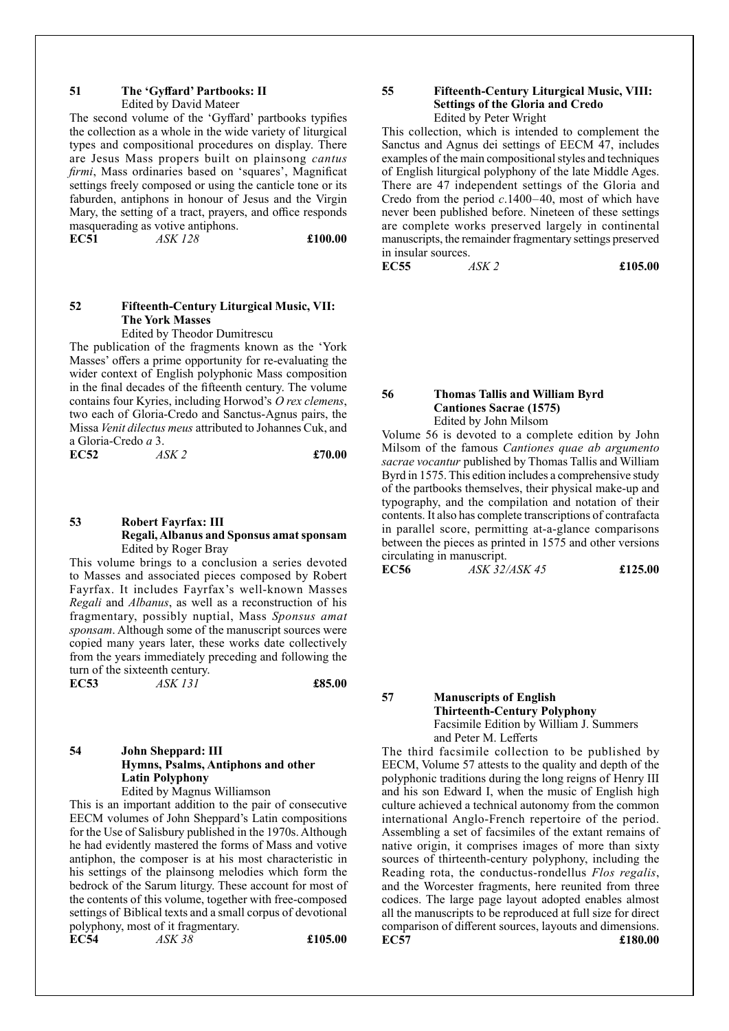### 51 The 'Gyffard' Partbooks: II

Edited by David Mateer

The second volume of the 'Gyffard' partbooks typifies the collection as a whole in the wide variety of liturgical types and compositional procedures on display. There are Jesus Mass propers built on plainsong *cantus firmi*, Mass ordinaries based on 'squares', Magnificat settings freely composed or using the canticle tone or its faburden, antiphons in honour of Jesus and the Virgin Mary, the setting of a tract, prayers, and office responds masquerading as votive antiphons.

**EC51** *ASK 128* **£100.00**

### 52 Fifteenth-Century Liturgical Music, VII: The York Masses

Edited by Theodor Dumitrescu

The publication of the fragments known as the 'York Masses' offers a prime opportunity for re-evaluating the wider context of English polyphonic Mass composition in the final decades of the fifteenth century. The volume contains four Kyries, including Horwod's *O rex clemens*, two each of Gloria-Credo and Sanctus-Agnus pairs, the Missa *Venit dilectus meus* attributed to Johannes Cuk, and a Gloria-Credo *a* 3.

**EC52** *ASK 2* **£70.00**

### 53 Robert Fayrfax: III Regali, Albanus and Sponsus amat sponsam

Edited by Roger Bray

This volume brings to a conclusion a series devoted to Masses and associated pieces composed by Robert Fayrfax. It includes Fayrfax's well-known Masses *Regali* and *Albanus*, as well as a reconstruction of his fragmentary, possibly nuptial, Mass *Sponsus amat sponsam*. Although some of the manuscript sources were copied many years later, these works date collectively from the years immediately preceding and following the turn of the sixteenth century.

**EC53** *ASK 131* **£85.00**

### 54 John Sheppard: III Hymns, Psalms, Antiphons and other Latin Polyphony

Edited by Magnus Williamson

This is an important addition to the pair of consecutive EECM volumes of John Sheppard's Latin compositions for the Use of Salisbury published in the 1970s. Although he had evidently mastered the forms of Mass and votive antiphon, the composer is at his most characteristic in his settings of the plainsong melodies which form the bedrock of the Sarum liturgy. These account for most of the contents of this volume, together with free-composed settings of Biblical texts and a small corpus of devotional polyphony, most of it fragmentary.

**EC54** *ASK 38* **£105.00**

### 55 Fifteenth-Century Liturgical Music, VIII: Settings of the Gloria and Credo

Edited by Peter Wright

This collection, which is intended to complement the Sanctus and Agnus dei settings of EECM 47, includes examples of the main compositional styles and techniques of English liturgical polyphony of the late Middle Ages. There are 47 independent settings of the Gloria and Credo from the period *c.*1400–40, most of which have never been published before. Nineteen of these settings are complete works preserved largely in continental manuscripts, the remainder fragmentary settings preserved in insular sources.

**EC55** *ASK 2* **£105.00**

### 56 Thomas Tallis and William Byrd Cantiones Sacrae (1575)

Edited by John Milsom

Volume 56 is devoted to a complete edition by John Milsom of the famous *Cantiones quae ab argumento sacrae vocantur* published by Thomas Tallis and William Byrd in 1575. This edition includes a comprehensive study of the partbooks themselves, their physical make-up and typography, and the compilation and notation of their contents. It also has complete transcriptions of contrafacta in parallel score, permitting at-a-glance comparisons between the pieces as printed in 1575 and other versions circulating in manuscript.

**EC56** *ASK 32/ASK 45* **£125.00**

### 57 Manuscripts of English Thirteenth-Century Polyphony

Facsimile Edition by William J. Summers and Peter M. Lefferts

The third facsimile collection to be published by EECM, Volume 57 attests to the quality and depth of the polyphonic traditions during the long reigns of Henry III and his son Edward I, when the music of English high culture achieved a technical autonomy from the common international Anglo-French repertoire of the period. Assembling a set of facsimiles of the extant remains of native origin, it comprises images of more than sixty sources of thirteenth-century polyphony, including the Reading rota, the conductus-rondellus *Flos regalis*, and the Worcester fragments, here reunited from three codices. The large page layout adopted enables almost all the manuscripts to be reproduced at full size for direct comparison of different sources, layouts and dimensions.

**EC57** **£180.00**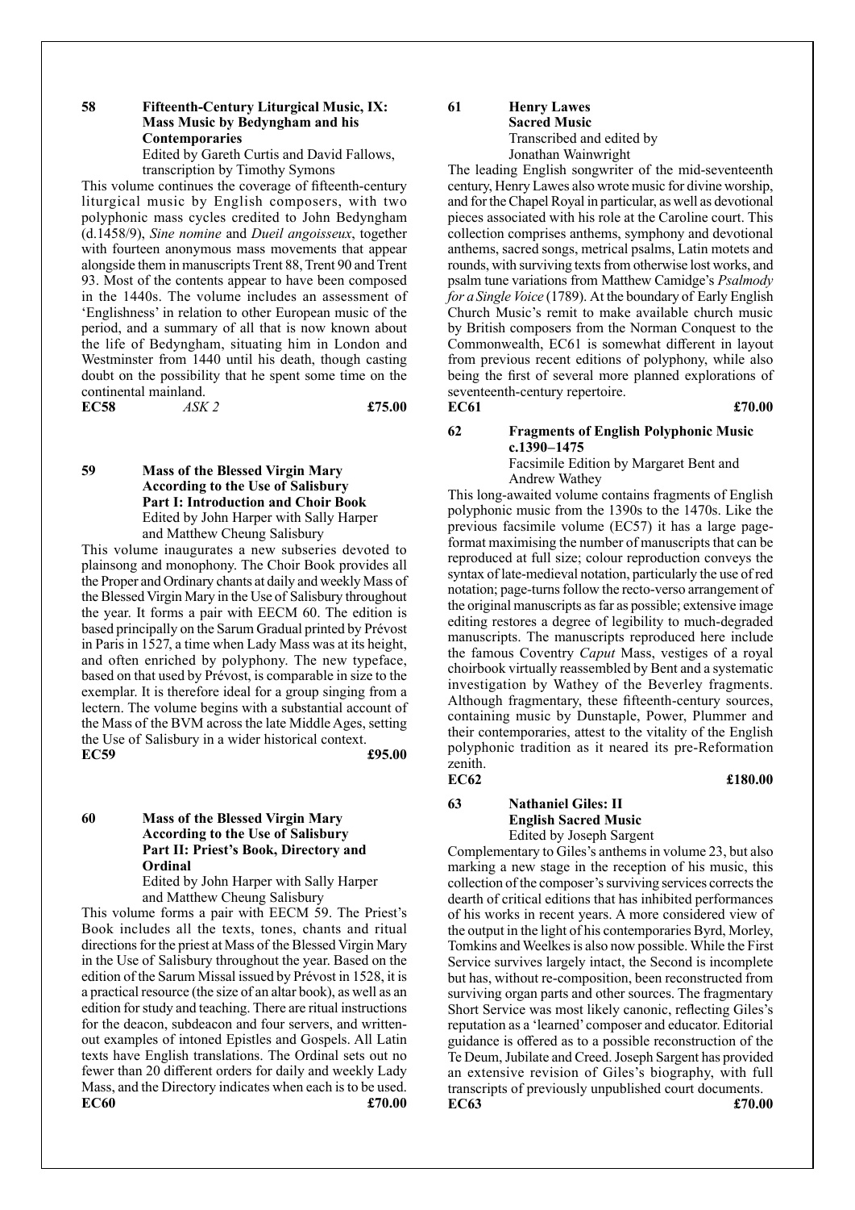### 58 Fifteenth-Century Liturgical Music, IX: Mass Music by Bedyngham and his Contemporaries

Edited by Gareth Curtis and David Fallows, transcription by Timothy Symons

This volume continues the coverage of fifteenth-century liturgical music by English composers, with two polyphonic mass cycles credited to John Bedyngham (d.1458/9), *Sine nomine* and *Dueil angoisseux*, together with fourteen anonymous mass movements that appear alongside them in manuscripts Trent 88, Trent 90 and Trent 93. Most of the contents appear to have been composed in the 1440s. The volume includes an assessment of 'Englishness' in relation to other European music of the period, and a summary of all that is now known about the life of Bedyngham, situating him in London and Westminster from 1440 until his death, though casting doubt on the possibility that he spent some time on the continental mainland.

**EC58** *ASK 2* **£75.00**

### 59 Mass of the Blessed Virgin Mary According to the Use of Salisbury Part I: Introduction and Choir Book

Edited by John Harper with Sally Harper and Matthew Cheung Salisbury

This volume inaugurates a new subseries devoted to plainsong and monophony. The Choir Book provides all the Proper and Ordinary chants at daily and weekly Mass of the Blessed Virgin Mary in the Use of Salisbury throughout the year. It forms a pair with EECM 60. The edition is based principally on the Sarum Gradual printed by Prévost in Paris in 1527, a time when Lady Mass was at its height, and often enriched by polyphony. The new typeface, based on that used by Prévost, is comparable in size to the exemplar. It is therefore ideal for a group singing from a lectern. The volume begins with a substantial account of the Mass of the BVM across the late Middle Ages, setting the Use of Salisbury in a wider historical context.

**EC59** **£95.00**

### 60 Mass of the Blessed Virgin Mary According to the Use of Salisbury Part II: Priest's Book, Directory and Ordinal

Edited by John Harper with Sally Harper and Matthew Cheung Salisbury

This volume forms a pair with EECM 59. The Priest's Book includes all the texts, tones, chants and ritual directions for the priest at Mass of the Blessed Virgin Mary in the Use of Salisbury throughout the year. Based on the edition of the Sarum Missal issued by Prévost in 1528, it is a practical resource (the size of an altar book), as well as an edition for study and teaching. There are ritual instructions for the deacon, subdeacon and four servers, and written-out examples of intoned Epistles and Gospels. All Latin texts have English translations. The Ordinal sets out no fewer than 20 different orders for daily and weekly Lady Mass, and the Directory indicates when each is to be used.

**EC60** **£70.00**

### 61 Henry Lawes Sacred Music

Transcribed and edited by Jonathan Wainwright

The leading English songwriter of the mid-seventeenth century, Henry Lawes also wrote music for divine worship, and for the Chapel Royal in particular, as well as devotional pieces associated with his role at the Caroline court. This collection comprises anthems, symphony and devotional anthems, sacred songs, metrical psalms, Latin motets and rounds, with surviving texts from otherwise lost works, and psalm tune variations from Matthew Camidge's *Psalmody for a Single Voice* (1789). At the boundary of Early English Church Music's remit to make available church music by British composers from the Norman Conquest to the Commonwealth, EC61 is somewhat different in layout from previous recent editions of polyphony, while also being the first of several more planned explorations of seventeenth-century repertoire.

**EC61** **£70.00**

### 62 Fragments of English Polyphonic Music c.1390–1475

Facsimile Edition by Margaret Bent and Andrew Wathey

This long-awaited volume contains fragments of English polyphonic music from the 1390s to the 1470s. Like the previous facsimile volume (EC57) it has a large page-format maximising the number of manuscripts that can be reproduced at full size; colour reproduction conveys the syntax of late-medieval notation, particularly the use of red notation; page-turns follow the recto-verso arrangement of the original manuscripts as far as possible; extensive image editing restores a degree of legibility to much-degraded manuscripts. The manuscripts reproduced here include the famous Coventry *Caput* Mass, vestiges of a royal choirbook virtually reassembled by Bent and a systematic investigation by Wathey of the Beverley fragments. Although fragmentary, these fifteenth-century sources, containing music by Dunstaple, Power, Plummer and their contemporaries, attest to the vitality of the English polyphonic tradition as it neared its pre-Reformation zenith.

**EC62** **£180.00**

### 63 Nathaniel Giles: II English Sacred Music

Edited by Joseph Sargent

Complementary to Giles's anthems in volume 23, but also marking a new stage in the reception of his music, this collection of the composer's surviving services corrects the dearth of critical editions that has inhibited performances of his works in recent years. A more considered view of the output in the light of his contemporaries Byrd, Morley, Tomkins and Weelkes is also now possible. While the First Service survives largely intact, the Second is incomplete but has, without re-composition, been reconstructed from surviving organ parts and other sources. The fragmentary Short Service was most likely canonic, reflecting Giles's reputation as a 'learned' composer and educator. Editorial guidance is offered as to a possible reconstruction of the Te Deum, Jubilate and Creed. Joseph Sargent has provided an extensive revision of Giles's biography, with full transcripts of previously unpublished court documents.

**EC63** **£70.00**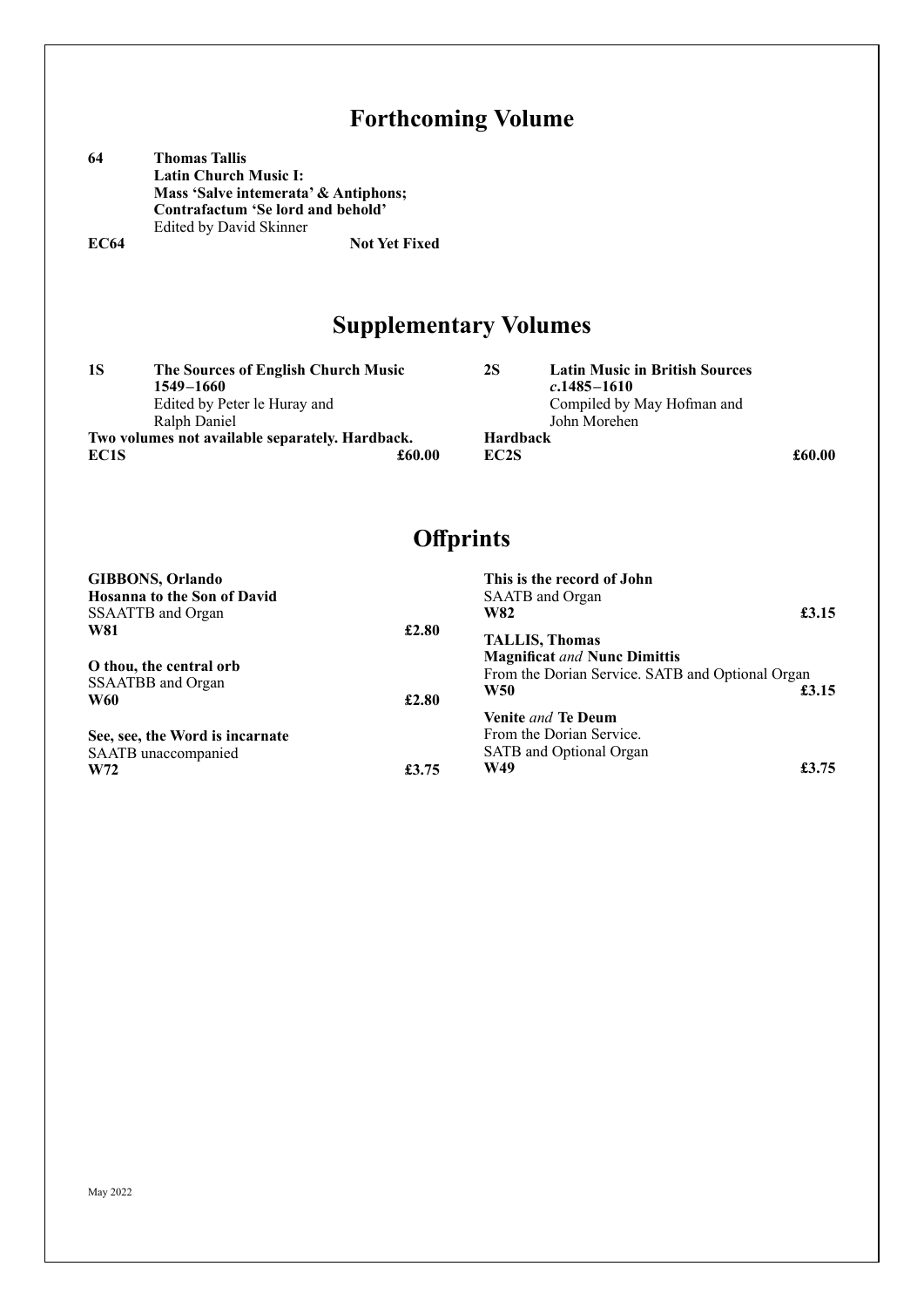# Forthcoming Volume

**64** **Thomas Tallis**
**Latin Church Music I:**
**Mass 'Salve intemerata' & Antiphons;**
**Contrafactum 'Se lord and behold'**
Edited by David Skinner
**EC64** **Not Yet Fixed**

# Supplementary Volumes

**1S** **The Sources of English Church Music 1549–1660**
Edited by Peter le Huray and Ralph Daniel
**Two volumes not available separately. Hardback.**
**EC1S** **£60.00**

**2S** **Latin Music in British Sources *c*.1485–1610**
Compiled by May Hofman and John Morehen
**Hardback**
**EC2S** **£60.00**

# Offprints

**GIBBONS, Orlando**
**Hosanna to the Son of David**
SSAATTB and Organ
**W81** **£2.80**

**O thou, the central orb**
SSAATBB and Organ
**W60** **£2.80**

**See, see, the Word is incarnate**
SAATB unaccompanied
**W72** **£3.75**

**This is the record of John**
SAATB and Organ
**W82** **£3.15**

**TALLIS, Thomas**
**Magnificat** *and* **Nunc Dimittis**
From the Dorian Service. SATB and Optional Organ
**W50** **£3.15**

**Venite** *and* **Te Deum**
From the Dorian Service.
SATB and Optional Organ
**W49** **£3.75**

May 2022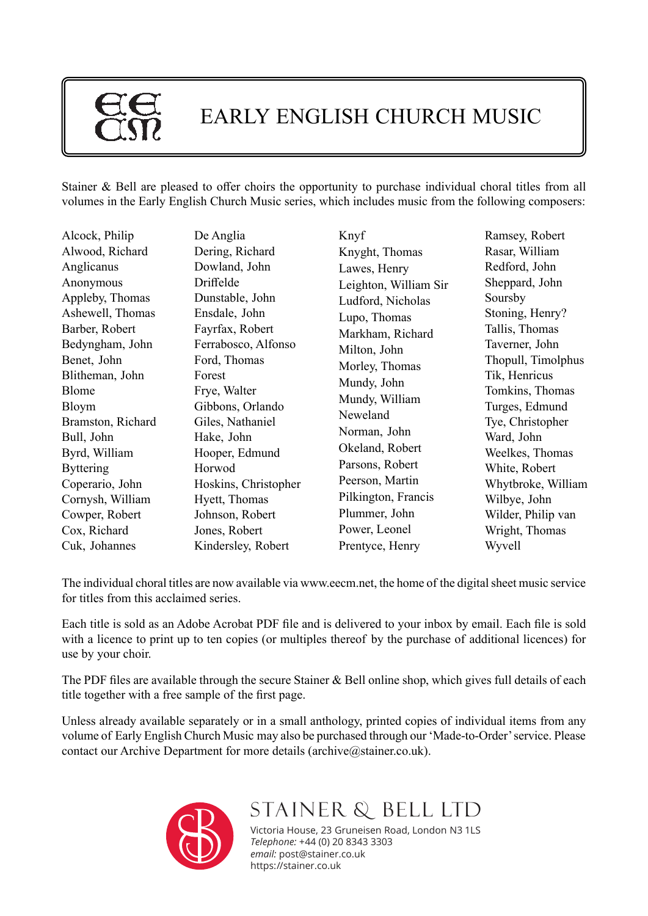# EARLY ENGLISH CHURCH MUSIC

Stainer & Bell are pleased to offer choirs the opportunity to purchase individual choral titles from all volumes in the Early English Church Music series, which includes music from the following composers:

Alcock, Philip
Alwood, Richard
Anglicanus
Anonymous
Appleby, Thomas
Ashewell, Thomas
Barber, Robert
Bedyngham, John
Benet, John
Blitheman, John
Blome
Bloym
Bramston, Richard
Bull, John
Byrd, William
Byttering
Coperario, John
Cornysh, William
Cowper, Robert
Cox, Richard
Cuk, Johannes
De Anglia
Dering, Richard
Dowland, John
Driffelde
Dunstable, John
Ensdale, John
Fayrfax, Robert
Ferrabosco, Alfonso
Ford, Thomas
Forest
Frye, Walter
Gibbons, Orlando
Giles, Nathaniel
Hake, John
Hooper, Edmund
Horwod
Hoskins, Christopher
Hyett, Thomas
Johnson, Robert
Jones, Robert
Kindersley, Robert
Knyf
Knyght, Thomas
Lawes, Henry
Leighton, William Sir
Ludford, Nicholas
Lupo, Thomas
Markham, Richard
Milton, John
Morley, Thomas
Mundy, John
Mundy, William
Neweland
Norman, John
Okeland, Robert
Parsons, Robert
Peerson, Martin
Pilkington, Francis
Plummer, John
Power, Leonel
Prentyce, Henry
Ramsey, Robert
Rasar, William
Redford, John
Sheppard, John
Soursby
Stoning, Henry?
Tallis, Thomas
Taverner, John
Thopull, Timolphus
Tik, Henricus
Tomkins, Thomas
Turges, Edmund
Tye, Christopher
Ward, John
Weelkes, Thomas
White, Robert
Whytbroke, William
Wilbye, John
Wilder, Philip van
Wright, Thomas
Wyvell

The individual choral titles are now available via www.eecm.net, the home of the digital sheet music service for titles from this acclaimed series.

Each title is sold as an Adobe Acrobat PDF file and is delivered to your inbox by email. Each file is sold with a licence to print up to ten copies (or multiples thereof by the purchase of additional licences) for use by your choir.

The PDF files are available through the secure Stainer & Bell online shop, which gives full details of each title together with a free sample of the first page.

Unless already available separately or in a small anthology, printed copies of individual items from any volume of Early English Church Music may also be purchased through our 'Made-to-Order' service. Please contact our Archive Department for more details (archive@stainer.co.uk).

STAINER & BELL LTD

Victoria House, 23 Gruneisen Road, London N3 1LS
*Telephone:* +44 (0) 20 8343 3303
*email:* post@stainer.co.uk
https://stainer.co.uk